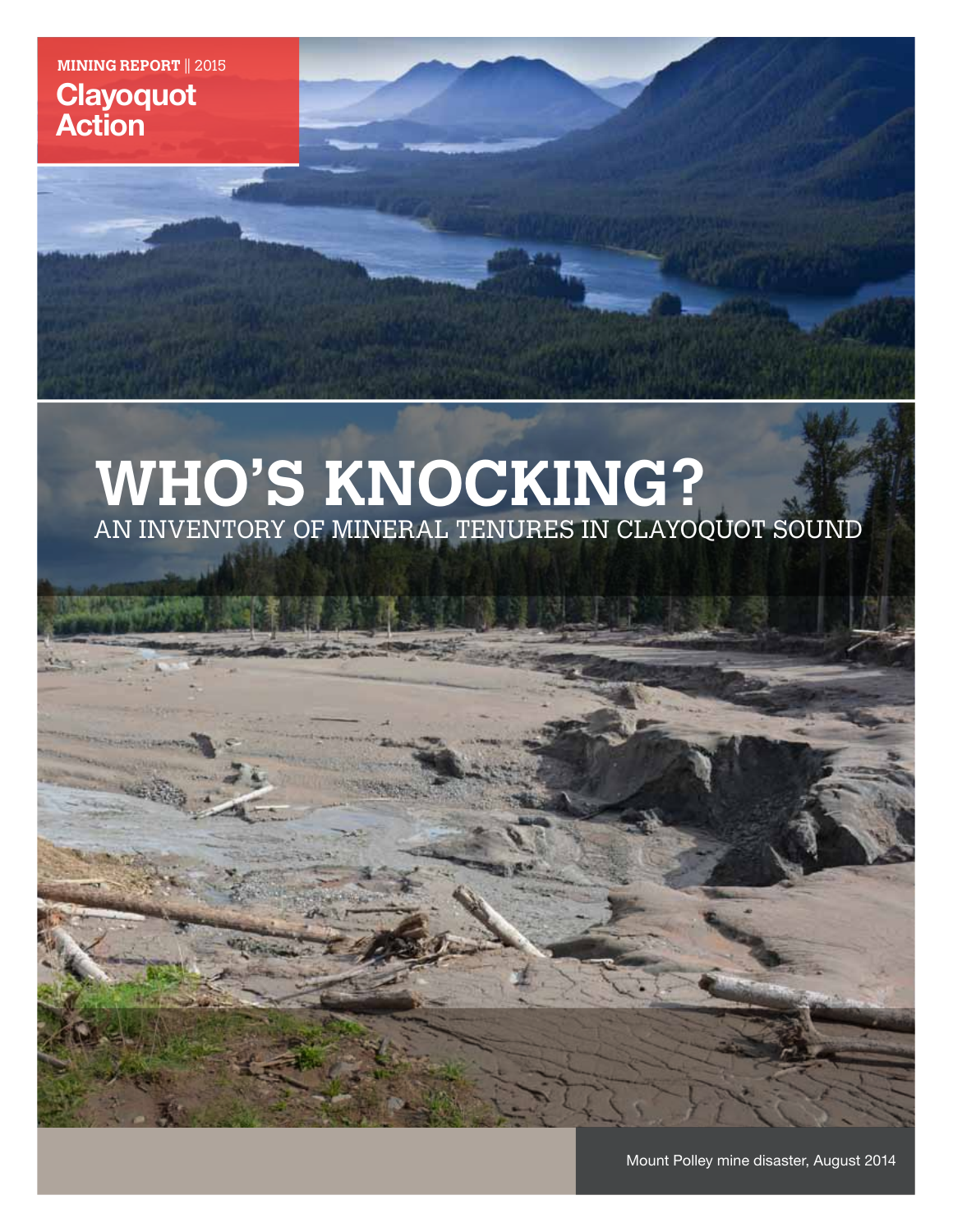**MINING REPORT** || 2015

**Clayoquot Action**

# WHO'S KNOCKING?

## AN INVENTORY OF MINERAL TENURES IN CLAYOQUOT SOUND

Mount Polley mine disaster, August 2014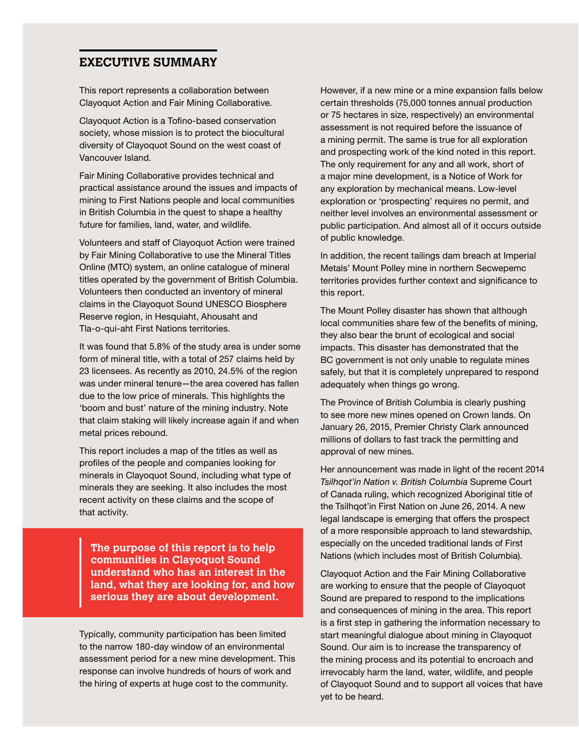## EXECUTIVE SUMMARY

This report represents a collaboration between Clayoquot Action and Fair Mining Collaborative.

Clayoquot Action is a Tofino-based conservation society, whose mission is to protect the biocultural diversity of Clayoquot Sound on the west coast of Vancouver Island.

Fair Mining Collaborative provides technical and practical assistance around the issues and impacts of mining to First Nations people and local communities in British Columbia in the quest to shape a healthy future for families, land, water, and wildlife.

Volunteers and staff of Clayoquot Action were trained by Fair Mining Collaborative to use the Mineral Titles Online (MTO) system, an online catalogue of mineral titles operated by the government of British Columbia. Volunteers then conducted an inventory of mineral claims in the Clayoquot Sound UNESCO Biosphere Reserve region, in Hesquiaht, Ahousaht and Tla-o-qui-aht First Nations territories.

It was found that 5.8% of the study area is under some form of mineral title, with a total of 257 claims held by 23 licensees. As recently as 2010, 24.5% of the region was under mineral tenure—the area covered has fallen due to the low price of minerals. This highlights the 'boom and bust' nature of the mining industry. Note that claim staking will likely increase again if and when metal prices rebound.

This report includes a map of the titles as well as profiles of the people and companies looking for minerals in Clayoquot Sound, including what type of minerals they are seeking. It also includes the most recent activity on these claims and the scope of that activity.

> **The purpose of this report is to help communities in Clayoquot Sound understand who has an interest in the land, what they are looking for, and how serious they are about development.**

Typically, community participation has been limited to the narrow 180-day window of an environmental assessment period for a new mine development. This response can involve hundreds of hours of work and the hiring of experts at huge cost to the community.

However, if a new mine or a mine expansion falls below certain thresholds (75,000 tonnes annual production or 75 hectares in size, respectively) an environmental assessment is not required before the issuance of a mining permit. The same is true for all exploration and prospecting work of the kind noted in this report. The only requirement for any and all work, short of a major mine development, is a Notice of Work for any exploration by mechanical means. Low-level exploration or 'prospecting' requires no permit, and neither level involves an environmental assessment or public participation. And almost all of it occurs outside of public knowledge.

In addition, the recent tailings dam breach at Imperial Metals' Mount Polley mine in northern Secwepemc territories provides further context and significance to this report.

The Mount Polley disaster has shown that although local communities share few of the benefits of mining, they also bear the brunt of ecological and social impacts. This disaster has demonstrated that the BC government is not only unable to regulate mines safely, but that it is completely unprepared to respond adequately when things go wrong.

The Province of British Columbia is clearly pushing to see more new mines opened on Crown lands. On January 26, 2015, Premier Christy Clark announced millions of dollars to fast track the permitting and approval of new mines.

Her announcement was made in light of the recent 2014 *Tsilhqot'in Nation v. British Columbia* Supreme Court of Canada ruling, which recognized Aboriginal title of the Tsilhqot'in First Nation on June 26, 2014. A new legal landscape is emerging that offers the prospect of a more responsible approach to land stewardship, especially on the unceded traditional lands of First Nations (which includes most of British Columbia).

Clayoquot Action and the Fair Mining Collaborative are working to ensure that the people of Clayoquot Sound are prepared to respond to the implications and consequences of mining in the area. This report is a first step in gathering the information necessary to start meaningful dialogue about mining in Clayoquot Sound. Our aim is to increase the transparency of the mining process and its potential to encroach and irrevocably harm the land, water, wildlife, and people of Clayoquot Sound and to support all voices that have yet to be heard.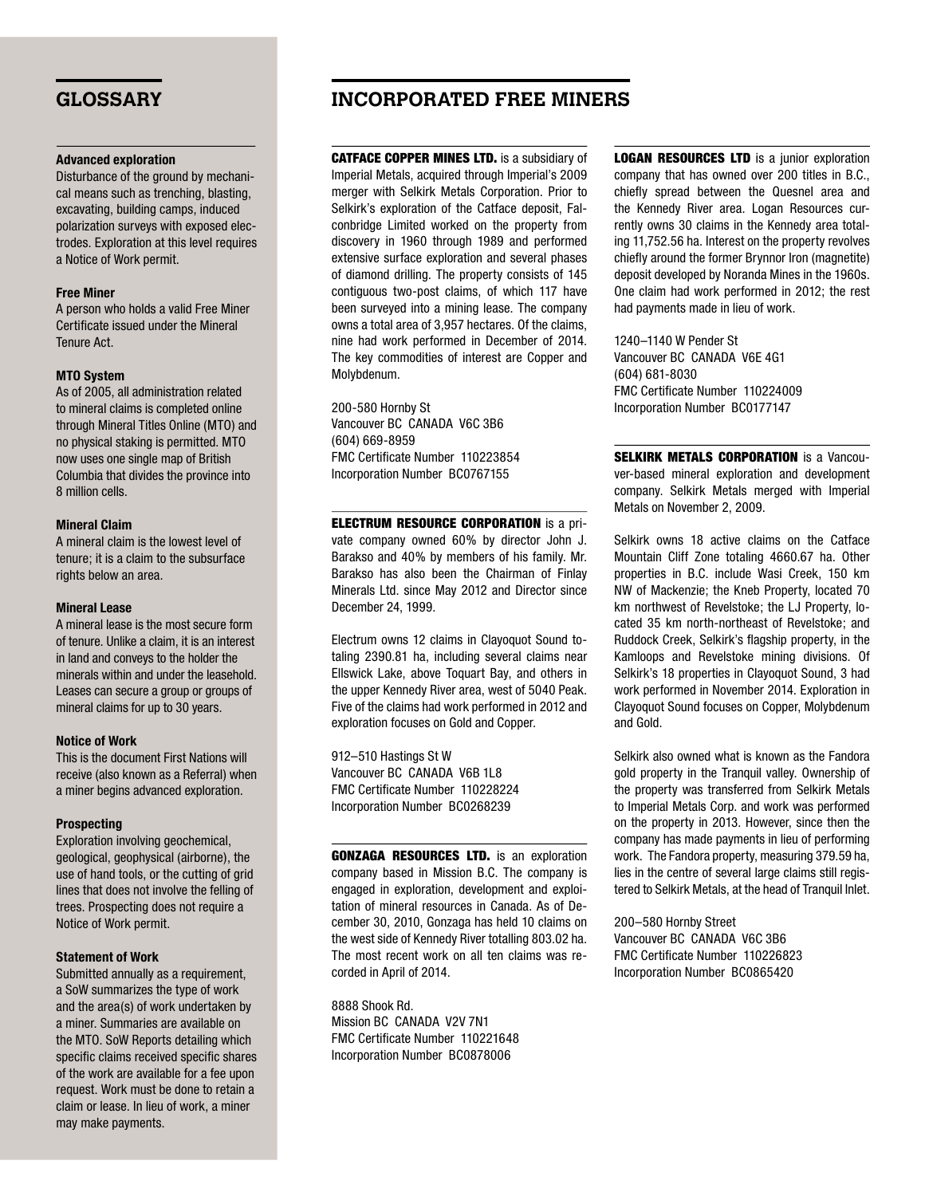## GLOSSARY

**Advanced exploration**
Disturbance of the ground by mechanical means such as trenching, blasting, excavating, building camps, induced polarization surveys with exposed electrodes. Exploration at this level requires a Notice of Work permit.

**Free Miner**
A person who holds a valid Free Miner Certificate issued under the Mineral Tenure Act.

**MTO System**
As of 2005, all administration related to mineral claims is completed online through Mineral Titles Online (MTO) and no physical staking is permitted. MTO now uses one single map of British Columbia that divides the province into 8 million cells.

**Mineral Claim**
A mineral claim is the lowest level of tenure; it is a claim to the subsurface rights below an area.

**Mineral Lease**
A mineral lease is the most secure form of tenure. Unlike a claim, it is an interest in land and conveys to the holder the minerals within and under the leasehold. Leases can secure a group or groups of mineral claims for up to 30 years.

**Notice of Work**
This is the document First Nations will receive (also known as a Referral) when a miner begins advanced exploration.

**Prospecting**
Exploration involving geochemical, geological, geophysical (airborne), the use of hand tools, or the cutting of grid lines that does not involve the felling of trees. Prospecting does not require a Notice of Work permit.

**Statement of Work**
Submitted annually as a requirement, a SoW summarizes the type of work and the area(s) of work undertaken by a miner. Summaries are available on the MTO. SoW Reports detailing which specific claims received specific shares of the work are available for a fee upon request. Work must be done to retain a claim or lease. In lieu of work, a miner may make payments.

## INCORPORATED FREE MINERS

**CATFACE COPPER MINES LTD.** is a subsidiary of Imperial Metals, acquired through Imperial's 2009 merger with Selkirk Metals Corporation. Prior to Selkirk's exploration of the Catface deposit, Falconbridge Limited worked on the property from discovery in 1960 through 1989 and performed extensive surface exploration and several phases of diamond drilling. The property consists of 145 contiguous two-post claims, of which 117 have been surveyed into a mining lease. The company owns a total area of 3,957 hectares. Of the claims, nine had work performed in December of 2014. The key commodities of interest are Copper and Molybdenum.

200-580 Hornby St
Vancouver BC CANADA V6C 3B6
(604) 669-8959
FMC Certificate Number 110223854
Incorporation Number BC0767155

**ELECTRUM RESOURCE CORPORATION** is a private company owned 60% by director John J. Barakso and 40% by members of his family. Mr. Barakso has also been the Chairman of Finlay Minerals Ltd. since May 2012 and Director since December 24, 1999.

Electrum owns 12 claims in Clayoquot Sound totaling 2390.81 ha, including several claims near Ellswick Lake, above Toquart Bay, and others in the upper Kennedy River area, west of 5040 Peak. Five of the claims had work performed in 2012 and exploration focuses on Gold and Copper.

912–510 Hastings St W
Vancouver BC CANADA V6B 1L8
FMC Certificate Number 110228224
Incorporation Number BC0268239

**GONZAGA RESOURCES LTD.** is an exploration company based in Mission B.C. The company is engaged in exploration, development and exploitation of mineral resources in Canada. As of December 30, 2010, Gonzaga has held 10 claims on the west side of Kennedy River totalling 803.02 ha. The most recent work on all ten claims was recorded in April of 2014.

8888 Shook Rd.
Mission BC CANADA V2V 7N1
FMC Certificate Number 110221648
Incorporation Number BC0878006

**LOGAN RESOURCES LTD** is a junior exploration company that has owned over 200 titles in B.C., chiefly spread between the Quesnel area and the Kennedy River area. Logan Resources currently owns 30 claims in the Kennedy area totaling 11,752.56 ha. Interest on the property revolves chiefly around the former Brynnor Iron (magnetite) deposit developed by Noranda Mines in the 1960s. One claim had work performed in 2012; the rest had payments made in lieu of work.

1240–1140 W Pender St
Vancouver BC CANADA V6E 4G1
(604) 681-8030
FMC Certificate Number 110224009
Incorporation Number BC0177147

**SELKIRK METALS CORPORATION** is a Vancouver-based mineral exploration and development company. Selkirk Metals merged with Imperial Metals on November 2, 2009.

Selkirk owns 18 active claims on the Catface Mountain Cliff Zone totaling 4660.67 ha. Other properties in B.C. include Wasi Creek, 150 km NW of Mackenzie; the Kneb Property, located 70 km northwest of Revelstoke; the LJ Property, located 35 km north-northeast of Revelstoke; and Ruddock Creek, Selkirk's flagship property, in the Kamloops and Revelstoke mining divisions. Of Selkirk's 18 properties in Clayoquot Sound, 3 had work performed in November 2014. Exploration in Clayoquot Sound focuses on Copper, Molybdenum and Gold.

Selkirk also owned what is known as the Fandora gold property in the Tranquil valley. Ownership of the property was transferred from Selkirk Metals to Imperial Metals Corp. and work was performed on the property in 2013. However, since then the company has made payments in lieu of performing work. The Fandora property, measuring 379.59 ha, lies in the centre of several large claims still registered to Selkirk Metals, at the head of Tranquil Inlet.

200–580 Hornby Street
Vancouver BC CANADA V6C 3B6
FMC Certificate Number 110226823
Incorporation Number BC0865420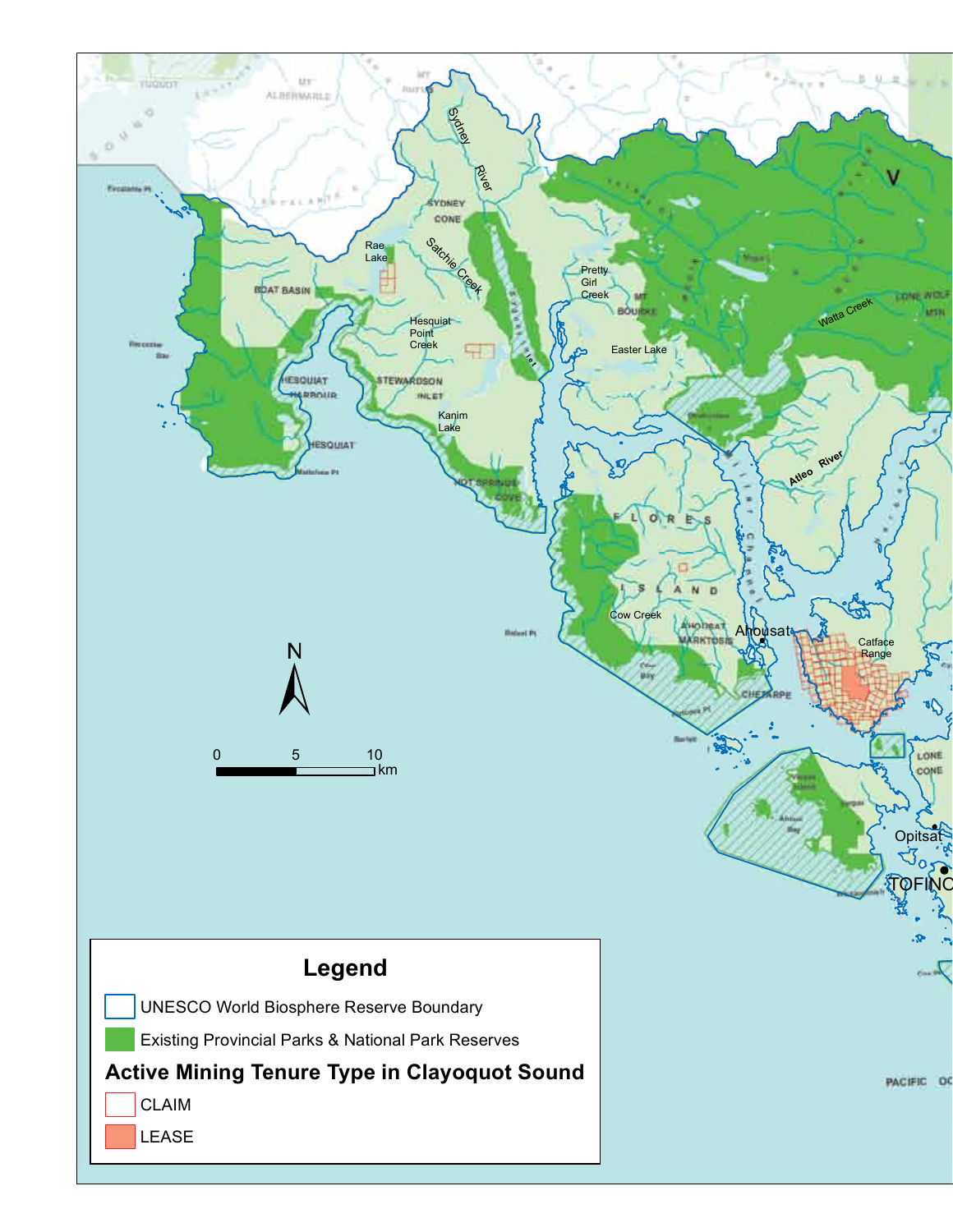**Legend**

- UNESCO World Biosphere Reserve Boundary
- Existing Provincial Parks & National Park Reserves

**Active Mining Tenure Type in Clayoquot Sound**

- CLAIM
- LEASE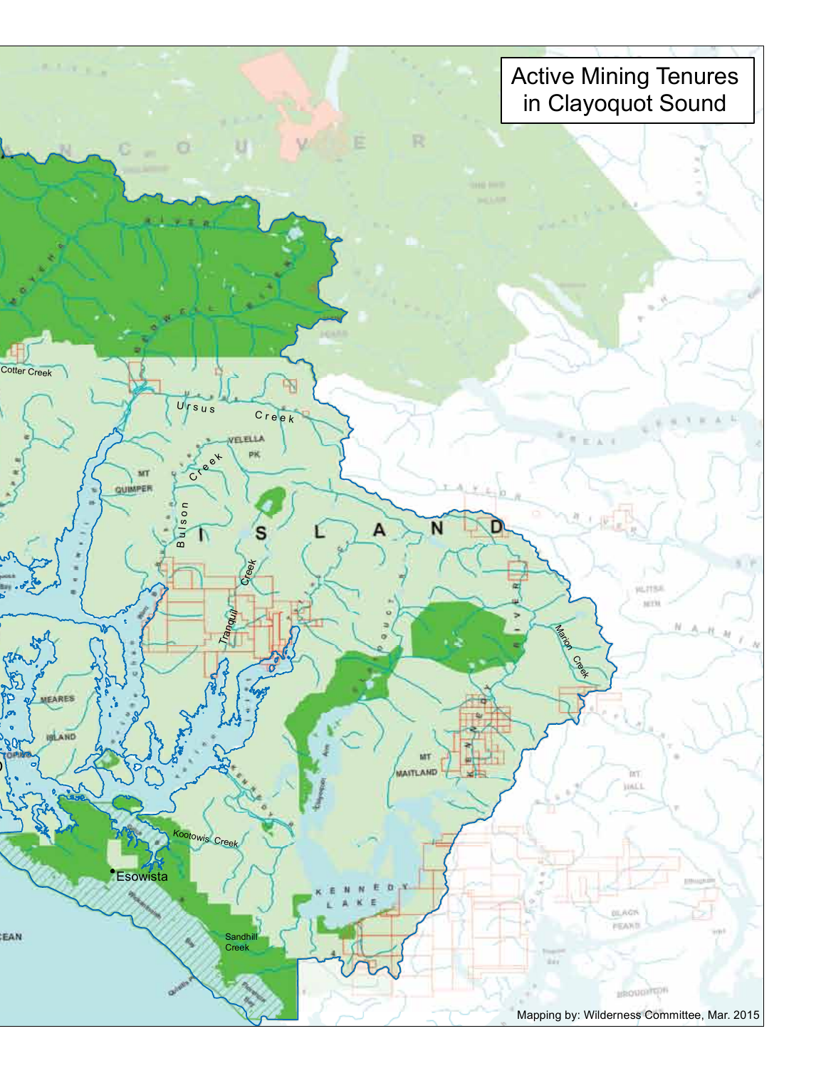# Active Mining Tenures in Clayoquot Sound

Mapping by: Wilderness Committee, Mar. 2015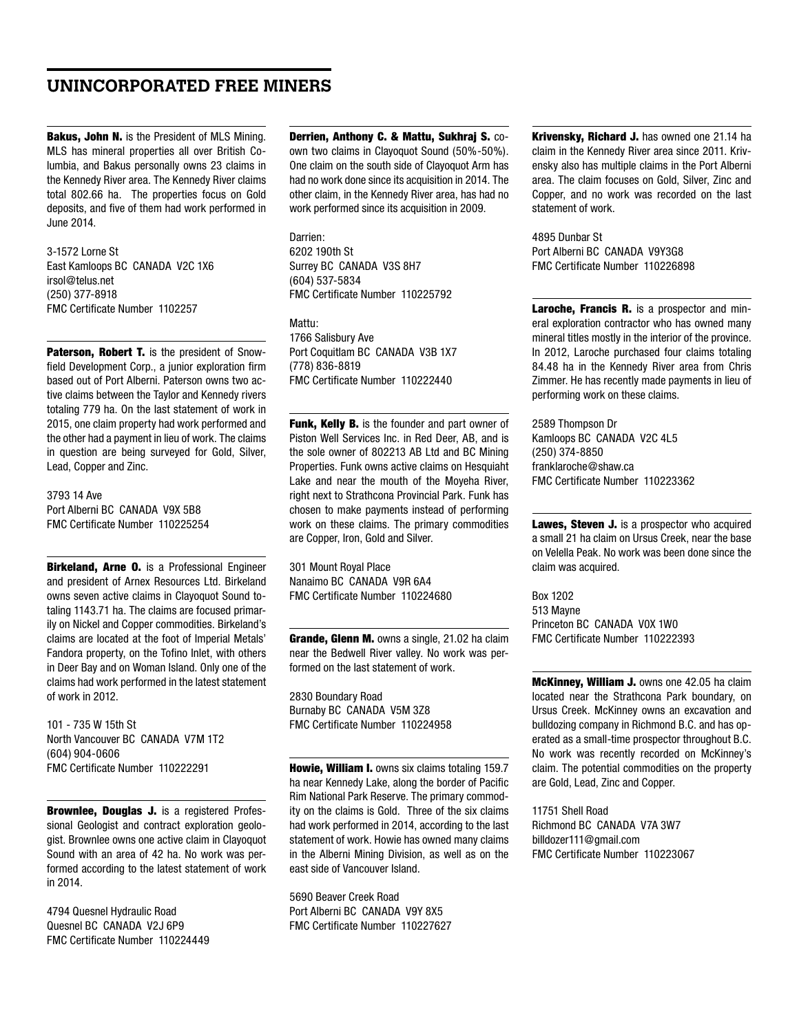# UNINCORPORATED FREE MINERS

**Bakus, John N.** is the President of MLS Mining. MLS has mineral properties all over British Columbia, and Bakus personally owns 23 claims in the Kennedy River area. The Kennedy River claims total 802.66 ha. The properties focus on Gold deposits, and five of them had work performed in June 2014.

3-1572 Lorne St
East Kamloops BC CANADA V2C 1X6
irsol@telus.net
(250) 377-8918
FMC Certificate Number 1102257

**Paterson, Robert T.** is the president of Snowfield Development Corp., a junior exploration firm based out of Port Alberni. Paterson owns two active claims between the Taylor and Kennedy rivers totaling 779 ha. On the last statement of work in 2015, one claim property had work performed and the other had a payment in lieu of work. The claims in question are being surveyed for Gold, Silver, Lead, Copper and Zinc.

3793 14 Ave
Port Alberni BC CANADA V9X 5B8
FMC Certificate Number 110225254

**Birkeland, Arne O.** is a Professional Engineer and president of Arnex Resources Ltd. Birkeland owns seven active claims in Clayoquot Sound totaling 1143.71 ha. The claims are focused primarily on Nickel and Copper commodities. Birkeland's claims are located at the foot of Imperial Metals' Fandora property, on the Tofino Inlet, with others in Deer Bay and on Woman Island. Only one of the claims had work performed in the latest statement of work in 2012.

101 - 735 W 15th St
North Vancouver BC CANADA V7M 1T2
(604) 904-0606
FMC Certificate Number 110222291

**Brownlee, Douglas J.** is a registered Professional Geologist and contract exploration geologist. Brownlee owns one active claim in Clayoquot Sound with an area of 42 ha. No work was performed according to the latest statement of work in 2014.

4794 Quesnel Hydraulic Road
Quesnel BC CANADA V2J 6P9
FMC Certificate Number 110224449

**Derrien, Anthony C. & Mattu, Sukhraj S.** co-own two claims in Clayoquot Sound (50%-50%). One claim on the south side of Clayoquot Arm has had no work done since its acquisition in 2014. The other claim, in the Kennedy River area, has had no work performed since its acquisition in 2009.

Darrien:
6202 190th St
Surrey BC CANADA V3S 8H7
(604) 537-5834
FMC Certificate Number 110225792

Mattu:
1766 Salisbury Ave
Port Coquitlam BC CANADA V3B 1X7
(778) 836-8819
FMC Certificate Number 110222440

**Funk, Kelly B.** is the founder and part owner of Piston Well Services Inc. in Red Deer, AB, and is the sole owner of 802213 AB Ltd and BC Mining Properties. Funk owns active claims on Hesquiaht Lake and near the mouth of the Moyeha River, right next to Strathcona Provincial Park. Funk has chosen to make payments instead of performing work on these claims. The primary commodities are Copper, Iron, Gold and Silver.

301 Mount Royal Place
Nanaimo BC CANADA V9R 6A4
FMC Certificate Number 110224680

**Grande, Glenn M.** owns a single, 21.02 ha claim near the Bedwell River valley. No work was performed on the last statement of work.

2830 Boundary Road
Burnaby BC CANADA V5M 3Z8
FMC Certificate Number 110224958

**Howie, William I.** owns six claims totaling 159.7 ha near Kennedy Lake, along the border of Pacific Rim National Park Reserve. The primary commodity on the claims is Gold. Three of the six claims had work performed in 2014, according to the last statement of work. Howie has owned many claims in the Alberni Mining Division, as well as on the east side of Vancouver Island.

5690 Beaver Creek Road
Port Alberni BC CANADA V9Y 8X5
FMC Certificate Number 110227627

**Krivensky, Richard J.** has owned one 21.14 ha claim in the Kennedy River area since 2011. Krivensky also has multiple claims in the Port Alberni area. The claim focuses on Gold, Silver, Zinc and Copper, and no work was recorded on the last statement of work.

4895 Dunbar St
Port Alberni BC CANADA V9Y3G8
FMC Certificate Number 110226898

**Laroche, Francis R.** is a prospector and mineral exploration contractor who has owned many mineral titles mostly in the interior of the province. In 2012, Laroche purchased four claims totaling 84.48 ha in the Kennedy River area from Chris Zimmer. He has recently made payments in lieu of performing work on these claims.

2589 Thompson Dr
Kamloops BC CANADA V2C 4L5
(250) 374-8850
franklaroche@shaw.ca
FMC Certificate Number 110223362

**Lawes, Steven J.** is a prospector who acquired a small 21 ha claim on Ursus Creek, near the base on Velella Peak. No work was been done since the claim was acquired.

Box 1202
513 Mayne
Princeton BC CANADA V0X 1W0
FMC Certificate Number 110222393

**McKinney, William J.** owns one 42.05 ha claim located near the Strathcona Park boundary, on Ursus Creek. McKinney owns an excavation and bulldozing company in Richmond B.C. and has operated as a small-time prospector throughout B.C. No work was recently recorded on McKinney's claim. The potential commodities on the property are Gold, Lead, Zinc and Copper.

11751 Shell Road
Richmond BC CANADA V7A 3W7
billdozer111@gmail.com
FMC Certificate Number 110223067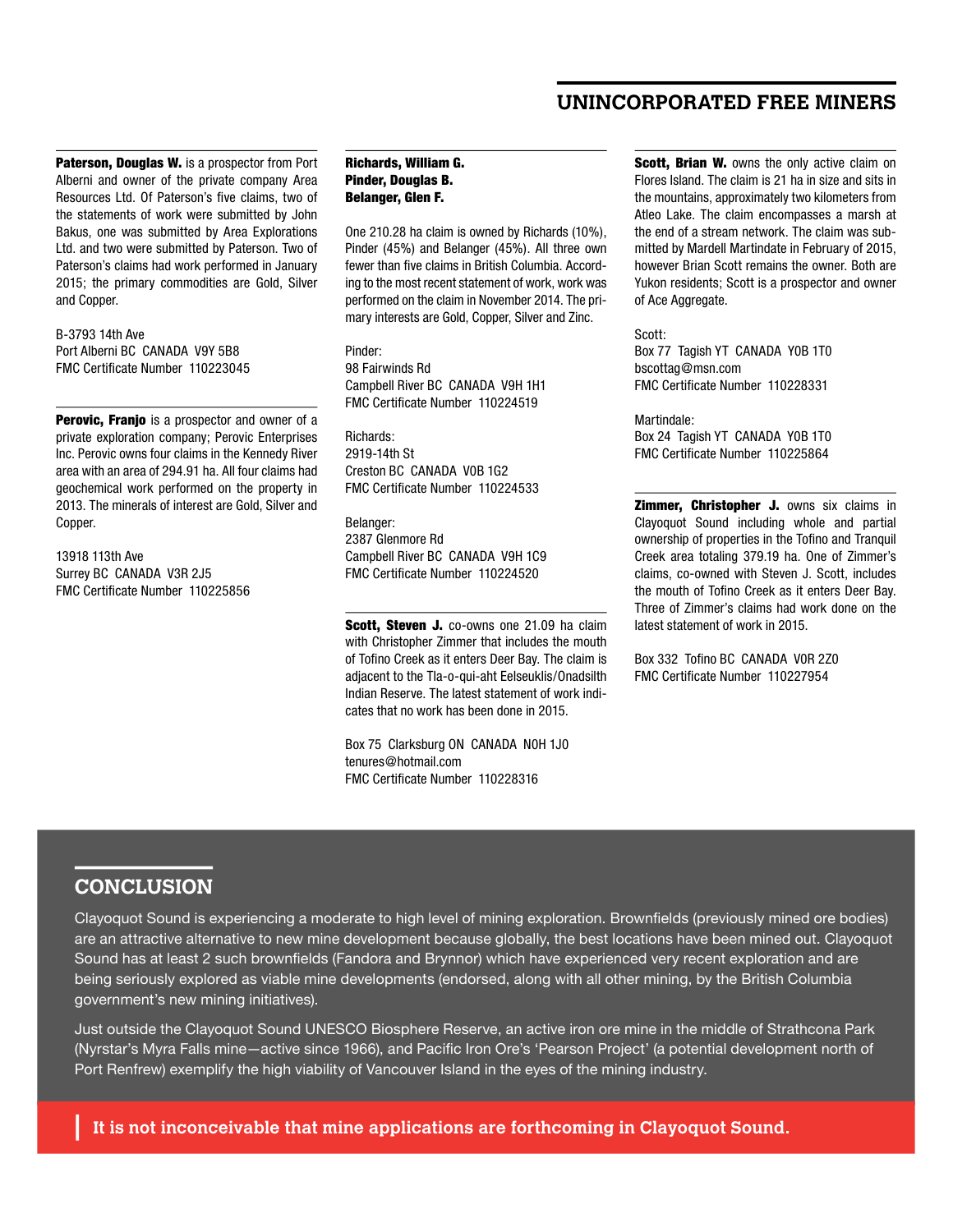## UNINCORPORATED FREE MINERS

**Paterson, Douglas W.** is a prospector from Port Alberni and owner of the private company Area Resources Ltd. Of Paterson's five claims, two of the statements of work were submitted by John Bakus, one was submitted by Area Explorations Ltd. and two were submitted by Paterson. Two of Paterson's claims had work performed in January 2015; the primary commodities are Gold, Silver and Copper.

B-3793 14th Ave
Port Alberni BC CANADA V9Y 5B8
FMC Certificate Number 110223045

**Perovic, Franjo** is a prospector and owner of a private exploration company; Perovic Enterprises Inc. Perovic owns four claims in the Kennedy River area with an area of 294.91 ha. All four claims had geochemical work performed on the property in 2013. The minerals of interest are Gold, Silver and Copper.

13918 113th Ave
Surrey BC CANADA V3R 2J5
FMC Certificate Number 110225856

**Richards, William G.**
**Pinder, Douglas B.**
**Belanger, Glen F.**

One 210.28 ha claim is owned by Richards (10%), Pinder (45%) and Belanger (45%). All three own fewer than five claims in British Columbia. According to the most recent statement of work, work was performed on the claim in November 2014. The primary interests are Gold, Copper, Silver and Zinc.

Pinder:
98 Fairwinds Rd
Campbell River BC CANADA V9H 1H1
FMC Certificate Number 110224519

Richards:
2919-14th St
Creston BC CANADA V0B 1G2
FMC Certificate Number 110224533

Belanger:
2387 Glenmore Rd
Campbell River BC CANADA V9H 1C9
FMC Certificate Number 110224520

**Scott, Steven J.** co-owns one 21.09 ha claim with Christopher Zimmer that includes the mouth of Tofino Creek as it enters Deer Bay. The claim is adjacent to the Tla-o-qui-aht Eelseuklis/Onadsilth Indian Reserve. The latest statement of work indicates that no work has been done in 2015.

Box 75 Clarksburg ON CANADA N0H 1J0
tenures@hotmail.com
FMC Certificate Number 110228316

**Scott, Brian W.** owns the only active claim on Flores Island. The claim is 21 ha in size and sits in the mountains, approximately two kilometers from Atleo Lake. The claim encompasses a marsh at the end of a stream network. The claim was submitted by Mardell Martindate in February of 2015, however Brian Scott remains the owner. Both are Yukon residents; Scott is a prospector and owner of Ace Aggregate.

Scott:
Box 77 Tagish YT CANADA Y0B 1T0
bscottag@msn.com
FMC Certificate Number 110228331

Martindale:
Box 24 Tagish YT CANADA Y0B 1T0
FMC Certificate Number 110225864

**Zimmer, Christopher J.** owns six claims in Clayoquot Sound including whole and partial ownership of properties in the Tofino and Tranquil Creek area totaling 379.19 ha. One of Zimmer's claims, co-owned with Steven J. Scott, includes the mouth of Tofino Creek as it enters Deer Bay. Three of Zimmer's claims had work done on the latest statement of work in 2015.

Box 332 Tofino BC CANADA V0R 2Z0
FMC Certificate Number 110227954

## CONCLUSION

Clayoquot Sound is experiencing a moderate to high level of mining exploration. Brownfields (previously mined ore bodies) are an attractive alternative to new mine development because globally, the best locations have been mined out. Clayoquot Sound has at least 2 such brownfields (Fandora and Brynnor) which have experienced very recent exploration and are being seriously explored as viable mine developments (endorsed, along with all other mining, by the British Columbia government's new mining initiatives).

Just outside the Clayoquot Sound UNESCO Biosphere Reserve, an active iron ore mine in the middle of Strathcona Park (Nyrstar's Myra Falls mine—active since 1966), and Pacific Iron Ore's 'Pearson Project' (a potential development north of Port Renfrew) exemplify the high viability of Vancouver Island in the eyes of the mining industry.

**It is not inconceivable that mine applications are forthcoming in Clayoquot Sound.**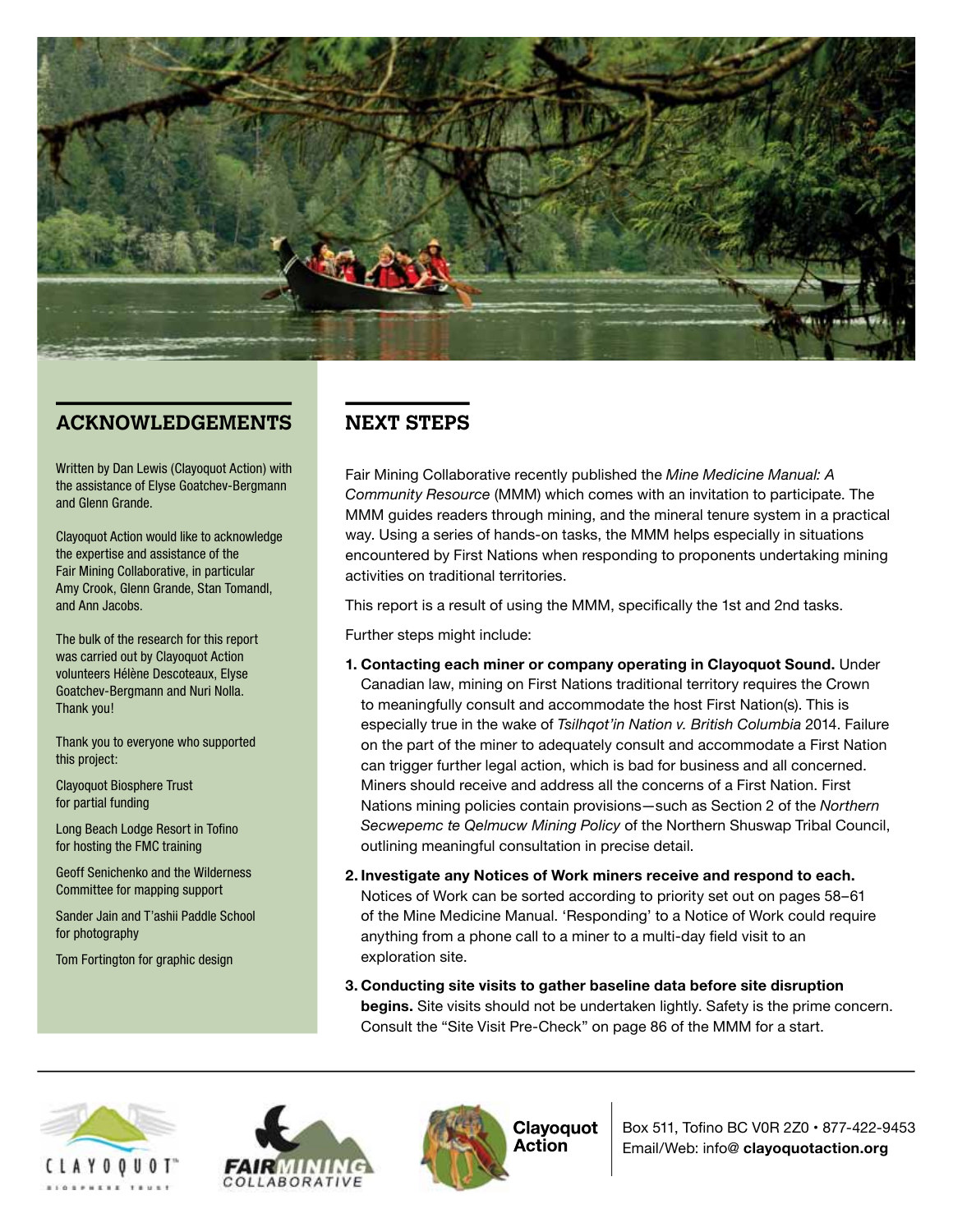## ACKNOWLEDGEMENTS

Written by Dan Lewis (Clayoquot Action) with the assistance of Elyse Goatchev-Bergmann and Glenn Grande.

Clayoquot Action would like to acknowledge the expertise and assistance of the Fair Mining Collaborative, in particular Amy Crook, Glenn Grande, Stan Tomandl, and Ann Jacobs.

The bulk of the research for this report was carried out by Clayoquot Action volunteers Hélène Descoteaux, Elyse Goatchev-Bergmann and Nuri Nolla. Thank you!

Thank you to everyone who supported this project:

Clayoquot Biosphere Trust for partial funding

Long Beach Lodge Resort in Tofino for hosting the FMC training

Geoff Senichenko and the Wilderness Committee for mapping support

Sander Jain and T'ashii Paddle School for photography

Tom Fortington for graphic design

## NEXT STEPS

Fair Mining Collaborative recently published the *Mine Medicine Manual: A Community Resource* (MMM) which comes with an invitation to participate. The MMM guides readers through mining, and the mineral tenure system in a practical way. Using a series of hands-on tasks, the MMM helps especially in situations encountered by First Nations when responding to proponents undertaking mining activities on traditional territories.

This report is a result of using the MMM, specifically the 1st and 2nd tasks.

Further steps might include:

1. **Contacting each miner or company operating in Clayoquot Sound.** Under Canadian law, mining on First Nations traditional territory requires the Crown to meaningfully consult and accommodate the host First Nation(s). This is especially true in the wake of *Tsilhqot'in Nation v. British Columbia* 2014. Failure on the part of the miner to adequately consult and accommodate a First Nation can trigger further legal action, which is bad for business and all concerned. Miners should receive and address all the concerns of a First Nation. First Nations mining policies contain provisions—such as Section 2 of the *Northern Secwepemc te Qelmucw Mining Policy* of the Northern Shuswap Tribal Council, outlining meaningful consultation in precise detail.
2. **Investigate any Notices of Work miners receive and respond to each.** Notices of Work can be sorted according to priority set out on pages 58–61 of the Mine Medicine Manual. 'Responding' to a Notice of Work could require anything from a phone call to a miner to a multi-day field visit to an exploration site.
3. **Conducting site visits to gather baseline data before site disruption begins.** Site visits should not be undertaken lightly. Safety is the prime concern. Consult the "Site Visit Pre-Check" on page 86 of the MMM for a start.

CLAYOQUOT BIOSPHERE TRUST

FAIR MINING COLLABORATIVE

Clayoquot Action

Box 511, Tofino BC V0R 2Z0 • 877-422-9453
Email/Web: info@ **clayoquotaction.org**